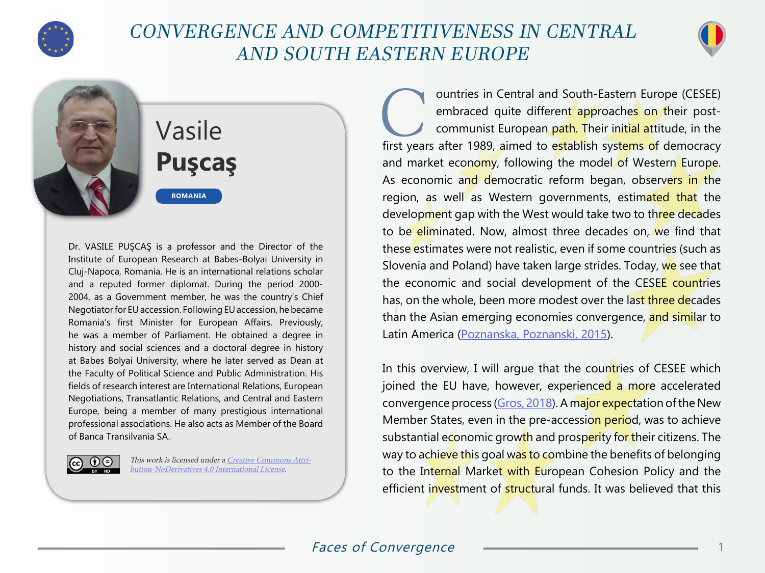# CONVERGENCE AND COMPETITIVENESS IN CENTRAL AND SOUTH EASTERN EUROPE

## Vasile **Puşcaş**

**ROMANIA**

Dr. VASILE PUŞCAŞ is a professor and the Director of the Institute of European Research at Babes-Bolyai University in Cluj-Napoca, Romania. He is an international relations scholar and a reputed former diplomat. During the period 2000-2004, as a Government member, he was the country's Chief Negotiator for EU accession. Following EU accession, he became Romania's first Minister for European Affairs. Previously, he was a member of Parliament. He obtained a degree in history and social sciences and a doctoral degree in history at Babes Bolyai University, where he later served as Dean at the Faculty of Political Science and Public Administration. His fields of research interest are International Relations, European Negotiations, Transatlantic Relations, and Central and Eastern Europe, being a member of many prestigious international professional associations. He also acts as Member of the Board of Banca Transilvania SA.

*This work is licensed under a [Creative Commons Attribution-NoDerivatives 4.0 International License](https://creativecommons.org/licenses/by-nd/4.0/).*

Countries in Central and South-Eastern Europe (CESEE) embraced quite different approaches on their post-communist European path. Their initial attitude, in the first years after 1989, aimed to establish systems of democracy and market economy, following the model of Western Europe. As economic and democratic reform began, observers in the region, as well as Western governments, estimated that the development gap with the West would take two to three decades to be eliminated. Now, almost three decades on, we find that these estimates were not realistic, even if some countries (such as Slovenia and Poland) have taken large strides. Today, we see that the economic and social development of the CESEE countries has, on the whole, been more modest over the last three decades than the Asian emerging economies convergence, and similar to Latin America (Poznanska, Poznanski, 2015).

In this overview, I will argue that the countries of CESEE which joined the EU have, however, experienced a more accelerated convergence process (Gros, 2018). A major expectation of the New Member States, even in the pre-accession period, was to achieve substantial economic growth and prosperity for their citizens. The way to achieve this goal was to combine the benefits of belonging to the Internal Market with European Cohesion Policy and the efficient investment of structural funds. It was believed that this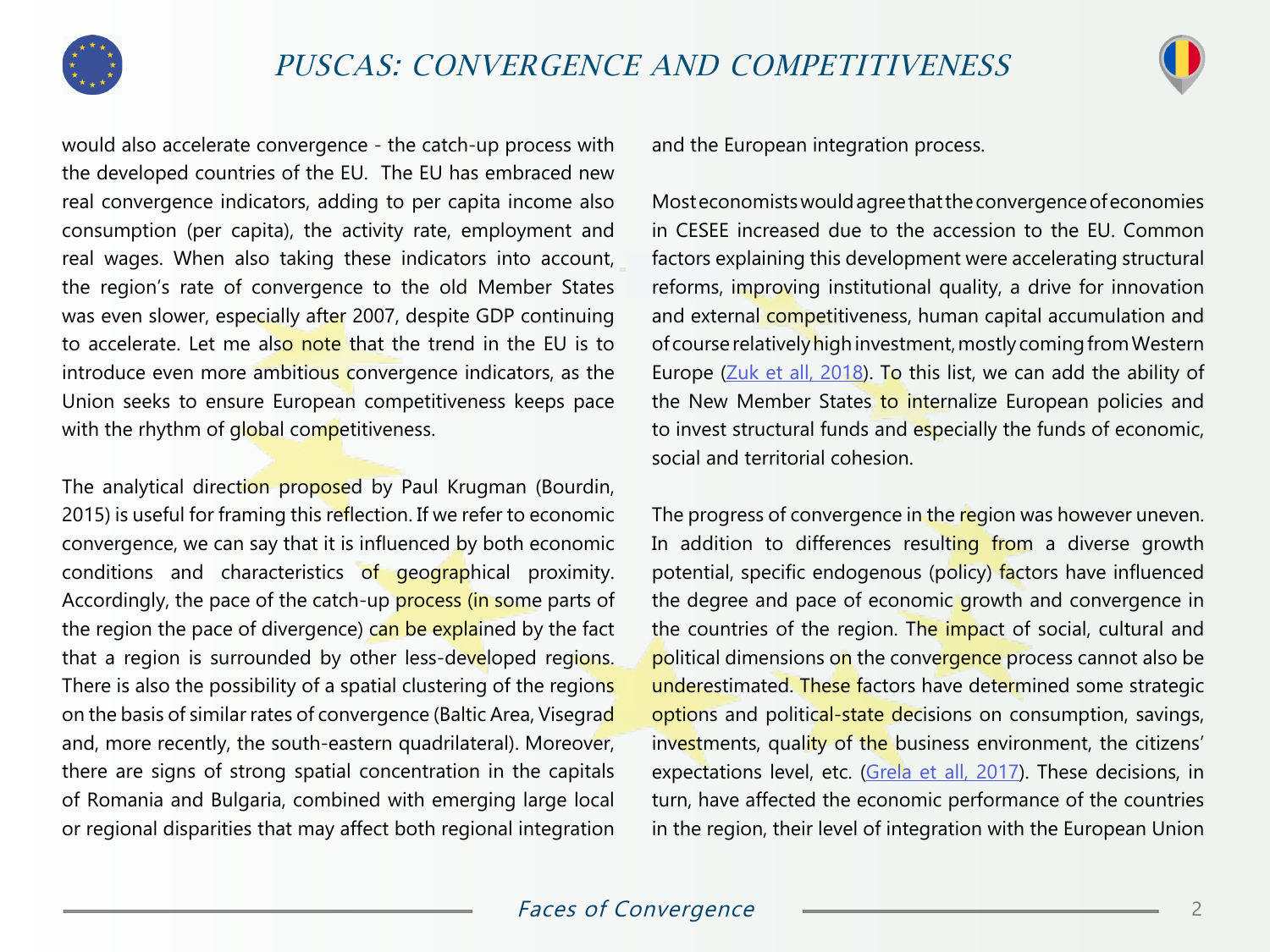would also accelerate convergence - the catch-up process with the developed countries of the EU. The EU has embraced new real convergence indicators, adding to per capita income also consumption (per capita), the activity rate, employment and real wages. When also taking these indicators into account, the region's rate of convergence to the old Member States was even slower, especially after 2007, despite GDP continuing to accelerate. Let me also note that the trend in the EU is to introduce even more ambitious convergence indicators, as the Union seeks to ensure European competitiveness keeps pace with the rhythm of global competitiveness.

The analytical direction proposed by Paul Krugman (Bourdin, 2015) is useful for framing this reflection. If we refer to economic convergence, we can say that it is influenced by both economic conditions and characteristics of geographical proximity. Accordingly, the pace of the catch-up process (in some parts of the region the pace of divergence) can be explained by the fact that a region is surrounded by other less-developed regions. There is also the possibility of a spatial clustering of the regions on the basis of similar rates of convergence (Baltic Area, Visegrad and, more recently, the south-eastern quadrilateral). Moreover, there are signs of strong spatial concentration in the capitals of Romania and Bulgaria, combined with emerging large local or regional disparities that may affect both regional integration and the European integration process.

Most economists would agree that the convergence of economies in CESEE increased due to the accession to the EU. Common factors explaining this development were accelerating structural reforms, improving institutional quality, a drive for innovation and external competitiveness, human capital accumulation and of course relatively high investment, mostly coming from Western Europe (Zuk et all, 2018). To this list, we can add the ability of the New Member States to internalize European policies and to invest structural funds and especially the funds of economic, social and territorial cohesion.

The progress of convergence in the region was however uneven. In addition to differences resulting from a diverse growth potential, specific endogenous (policy) factors have influenced the degree and pace of economic growth and convergence in the countries of the region. The impact of social, cultural and political dimensions on the convergence process cannot also be underestimated. These factors have determined some strategic options and political-state decisions on consumption, savings, investments, quality of the business environment, the citizens' expectations level, etc. (Grela et all, 2017). These decisions, in turn, have affected the economic performance of the countries in the region, their level of integration with the European Union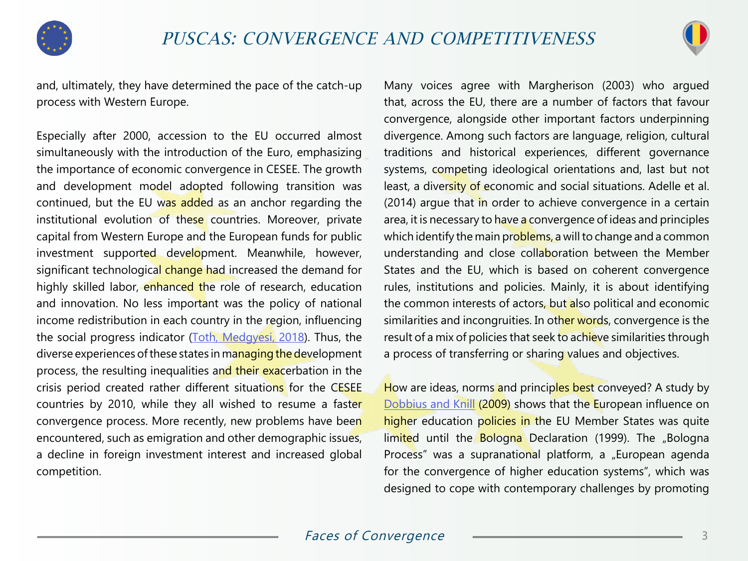and, ultimately, they have determined the pace of the catch-up process with Western Europe.

Especially after 2000, accession to the EU occurred almost simultaneously with the introduction of the Euro, emphasizing the importance of economic convergence in CESEE. The growth and development model adopted following transition was continued, but the EU was added as an anchor regarding the institutional evolution of these countries. Moreover, private capital from Western Europe and the European funds for public investment supported development. Meanwhile, however, significant technological change had increased the demand for highly skilled labor, enhanced the role of research, education and innovation. No less important was the policy of national income redistribution in each country in the region, influencing the social progress indicator ([Toth, Medgyesi, 2018](#)). Thus, the diverse experiences of these states in managing the development process, the resulting inequalities and their exacerbation in the crisis period created rather different situations for the CESEE countries by 2010, while they all wished to resume a faster convergence process. More recently, new problems have been encountered, such as emigration and other demographic issues, a decline in foreign investment interest and increased global competition.

Many voices agree with Margherison (2003) who argued that, across the EU, there are a number of factors that favour convergence, alongside other important factors underpinning divergence. Among such factors are language, religion, cultural traditions and historical experiences, different governance systems, competing ideological orientations and, last but not least, a diversity of economic and social situations. Adelle et al. (2014) argue that in order to achieve convergence in a certain area, it is necessary to have a convergence of ideas and principles which identify the main problems, a will to change and a common understanding and close collaboration between the Member States and the EU, which is based on coherent convergence rules, institutions and policies. Mainly, it is about identifying the common interests of actors, but also political and economic similarities and incongruities. In other words, convergence is the result of a mix of policies that seek to achieve similarities through a process of transferring or sharing values and objectives.

How are ideas, norms and principles best conveyed? A study by [Dobbius and Knill](#) (2009) shows that the European influence on higher education policies in the EU Member States was quite limited until the Bologna Declaration (1999). The „Bologna Process" was a supranational platform, a „European agenda for the convergence of higher education systems", which was designed to cope with contemporary challenges by promoting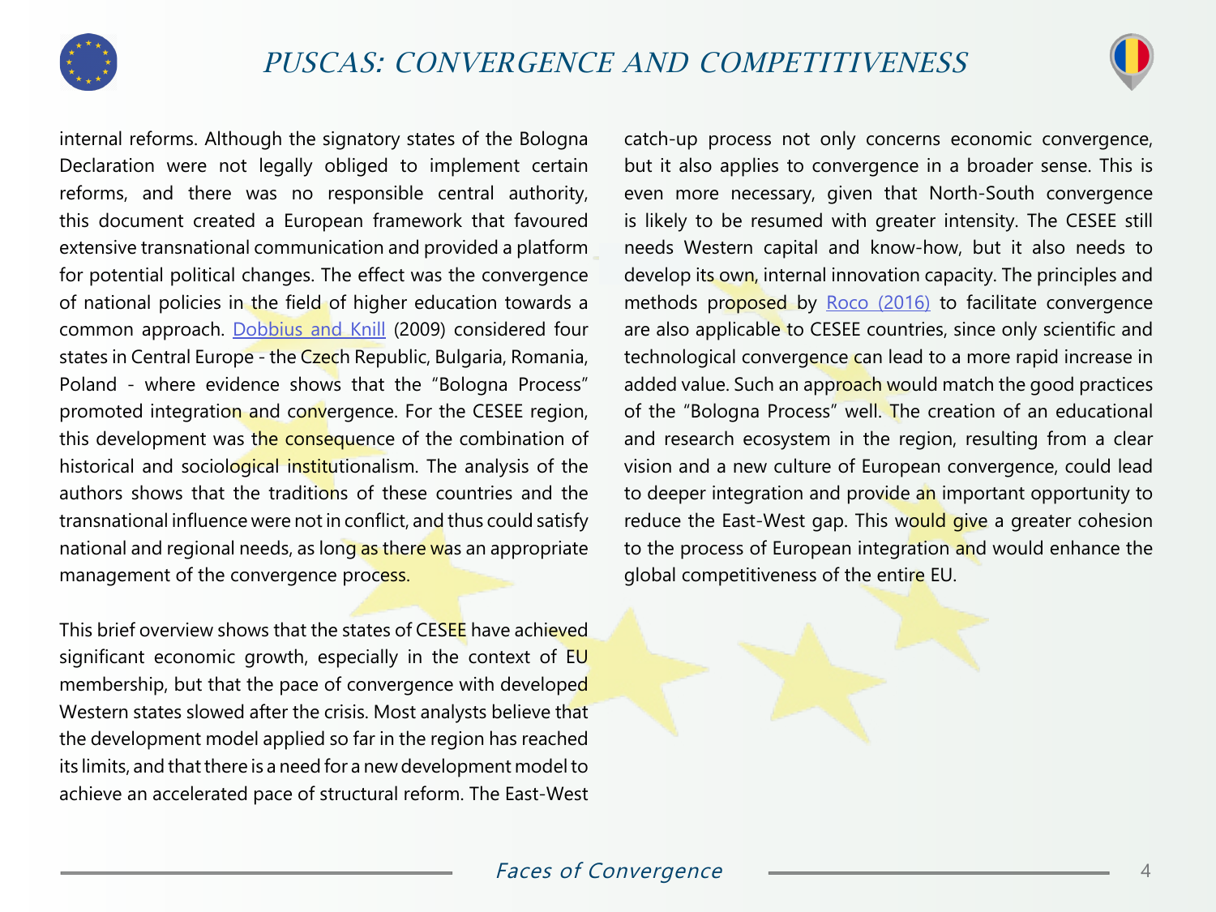internal reforms. Although the signatory states of the Bologna Declaration were not legally obliged to implement certain reforms, and there was no responsible central authority, this document created a European framework that favoured extensive transnational communication and provided a platform for potential political changes. The effect was the convergence of national policies in the field of higher education towards a common approach. Dobbius and Knill (2009) considered four states in Central Europe - the Czech Republic, Bulgaria, Romania, Poland - where evidence shows that the "Bologna Process" promoted integration and convergence. For the CESEE region, this development was the consequence of the combination of historical and sociological institutionalism. The analysis of the authors shows that the traditions of these countries and the transnational influence were not in conflict, and thus could satisfy national and regional needs, as long as there was an appropriate management of the convergence process.

This brief overview shows that the states of CESEE have achieved significant economic growth, especially in the context of EU membership, but that the pace of convergence with developed Western states slowed after the crisis. Most analysts believe that the development model applied so far in the region has reached its limits, and that there is a need for a new development model to achieve an accelerated pace of structural reform. The East-West catch-up process not only concerns economic convergence, but it also applies to convergence in a broader sense. This is even more necessary, given that North-South convergence is likely to be resumed with greater intensity. The CESEE still needs Western capital and know-how, but it also needs to develop its own, internal innovation capacity. The principles and methods proposed by Roco (2016) to facilitate convergence are also applicable to CESEE countries, since only scientific and technological convergence can lead to a more rapid increase in added value. Such an approach would match the good practices of the "Bologna Process" well. The creation of an educational and research ecosystem in the region, resulting from a clear vision and a new culture of European convergence, could lead to deeper integration and provide an important opportunity to reduce the East-West gap. This would give a greater cohesion to the process of European integration and would enhance the global competitiveness of the entire EU.